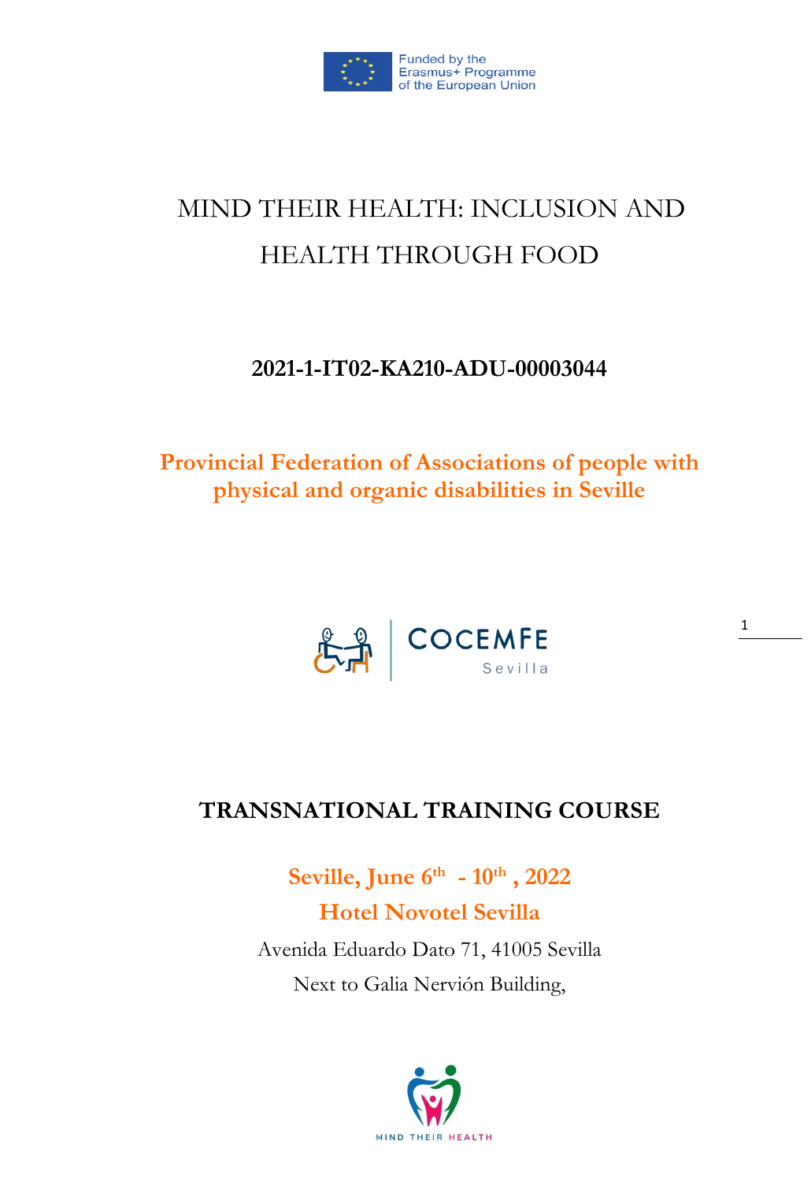Funded by the Erasmus+ Programme of the European Union

# MIND THEIR HEALTH: INCLUSION AND HEALTH THROUGH FOOD

**2021-1-IT02-KA210-ADU-00003044**

**Provincial Federation of Associations of people with physical and organic disabilities in Seville**

COCEMFE Sevilla

## TRANSNATIONAL TRAINING COURSE

**Seville, June 6th - 10th, 2022**

**Hotel Novotel Sevilla**

Avenida Eduardo Dato 71, 41005 Sevilla

Next to Galia Nervión Building,

MIND THEIR HEALTH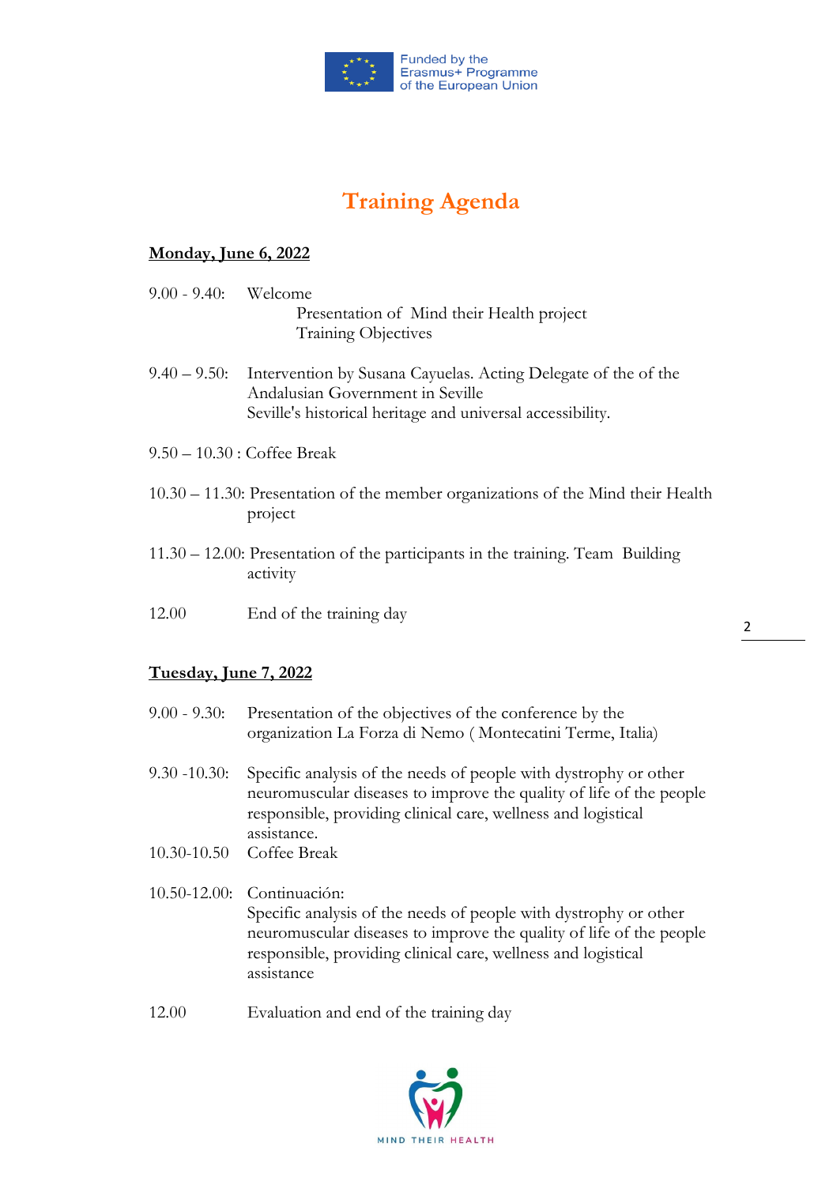# Training Agenda

**Monday, June 6, 2022**

9.00 - 9.40: Welcome
Presentation of Mind their Health project
Training Objectives

9.40 – 9.50: Intervention by Susana Cayuelas. Acting Delegate of the of the Andalusian Government in Seville
Seville's historical heritage and universal accessibility.

9.50 – 10.30 : Coffee Break

10.30 – 11.30: Presentation of the member organizations of the Mind their Health project

11.30 – 12.00: Presentation of the participants in the training. Team Building activity

12.00 End of the training day

**Tuesday, June 7, 2022**

9.00 - 9.30: Presentation of the objectives of the conference by the organization La Forza di Nemo ( Montecatini Terme, Italia)

9.30 -10.30: Specific analysis of the needs of people with dystrophy or other neuromuscular diseases to improve the quality of life of the people responsible, providing clinical care, wellness and logistical assistance.

10.30-10.50 Coffee Break

10.50-12.00: Continuación:
Specific analysis of the needs of people with dystrophy or other neuromuscular diseases to improve the quality of life of the people responsible, providing clinical care, wellness and logistical assistance

12.00 Evaluation and end of the training day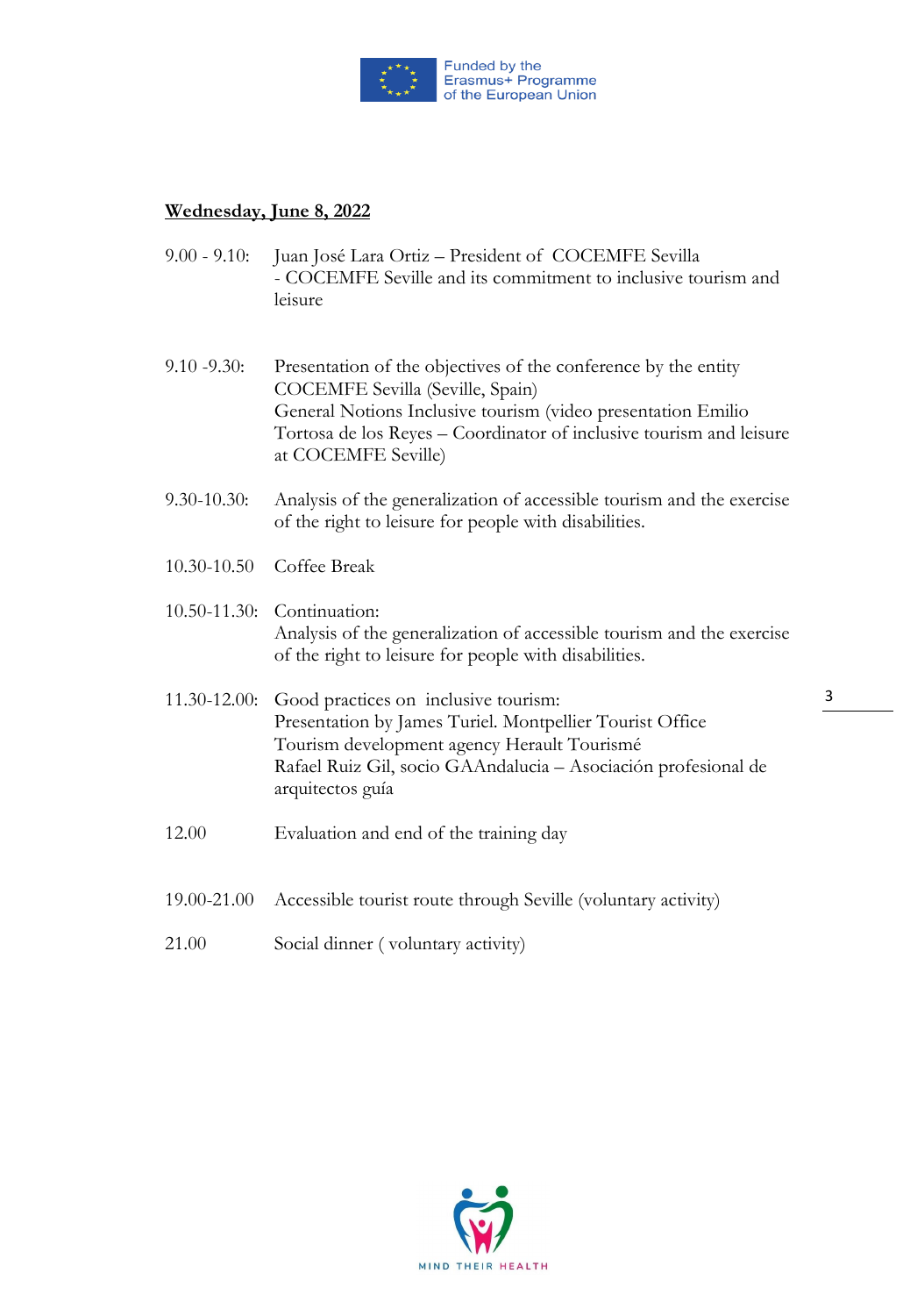**Wednesday, June 8, 2022**

| | |
|---|---|
| 9.00 - 9.10: | Juan José Lara Ortiz – President of COCEMFE Sevilla<br>- COCEMFE Seville and its commitment to inclusive tourism and leisure |
| 9.10 -9.30: | Presentation of the objectives of the conference by the entity COCEMFE Sevilla (Seville, Spain)<br>General Notions Inclusive tourism (video presentation Emilio Tortosa de los Reyes – Coordinator of inclusive tourism and leisure at COCEMFE Seville) |
| 9.30-10.30: | Analysis of the generalization of accessible tourism and the exercise of the right to leisure for people with disabilities. |
| 10.30-10.50 | Coffee Break |
| 10.50-11.30: | Continuation:<br>Analysis of the generalization of accessible tourism and the exercise of the right to leisure for people with disabilities. |
| 11.30-12.00: | Good practices on inclusive tourism:<br>Presentation by James Turiel. Montpellier Tourist Office<br>Tourism development agency Herault Tourismé<br>Rafael Ruiz Gil, socio GAAndalucia – Asociación profesional de arquitectos guía |
| 12.00 | Evaluation and end of the training day |
| 19.00-21.00 | Accessible tourist route through Seville (voluntary activity) |
| 21.00 | Social dinner ( voluntary activity) |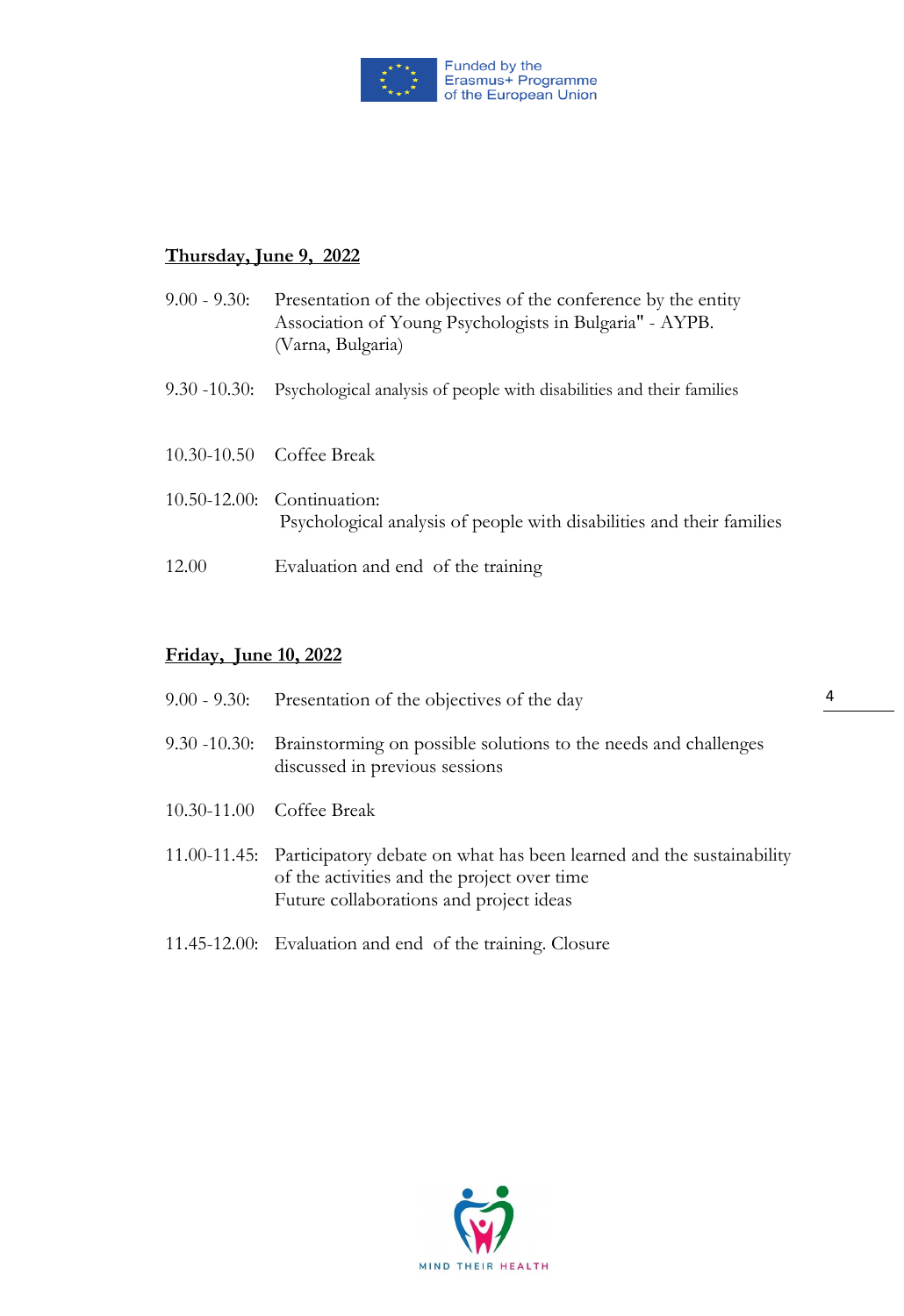Funded by the Erasmus+ Programme of the European Union

**Thursday, June 9, 2022**

9.00 - 9.30: Presentation of the objectives of the conference by the entity Association of Young Psychologists in Bulgaria" - AYPB. (Varna, Bulgaria)

9.30 -10.30: Psychological analysis of people with disabilities and their families

10.30-10.50 Coffee Break

10.50-12.00: Continuation:
Psychological analysis of people with disabilities and their families

12.00 Evaluation and end of the training

**Friday, June 10, 2022**

9.00 - 9.30: Presentation of the objectives of the day

9.30 -10.30: Brainstorming on possible solutions to the needs and challenges discussed in previous sessions

10.30-11.00 Coffee Break

11.00-11.45: Participatory debate on what has been learned and the sustainability of the activities and the project over time
Future collaborations and project ideas

11.45-12.00: Evaluation and end of the training. Closure

MIND THEIR HEALTH